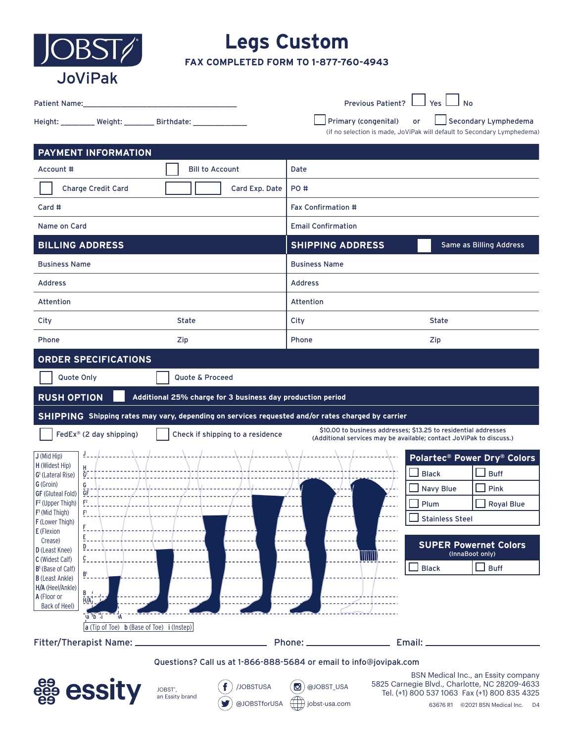JOBST JoViPak

# Legs Custom

**FAX COMPLETED FORM TO 1-877-760-4943**

Patient Name: ______________________________ Previous Patient? ☐ Yes ☐ No

Height: ________ Weight: _______ Birthdate: _____________ ☐ Primary (congenital) or ☐ Secondary Lymphedema
(if no selection is made, JoViPak will default to Secondary Lymphedema)

## PAYMENT INFORMATION

| | |
|---|---|
| Account # ☐ Bill to Account | Date |
| ☐ Charge Credit Card ☐☐ Card Exp. Date | PO # |
| Card # | Fax Confirmation # |
| Name on Card | Email Confirmation |

## BILLING ADDRESS / SHIPPING ADDRESS

| BILLING ADDRESS | | SHIPPING ADDRESS ☐ Same as Billing Address | |
|---|---|---|---|
| Business Name | | Business Name | |
| Address | | Address | |
| Attention | | Attention | |
| City | State | City | State |
| Phone | Zip | Phone | Zip |

## ORDER SPECIFICATIONS

☐ Quote Only ☐ Quote & Proceed

**RUSH OPTION** ☐ **Additional 25% charge for 3 business day production period**

**SHIPPING** Shipping rates may vary, depending on services requested and/or rates charged by carrier

☐ FedEx® (2 day shipping) ☐ Check if shipping to a residence

$10.00 to business addresses; $13.25 to residential addresses
(Additional services may be available; contact JoViPak to discuss.)

J (Mid Hip)
H (Widest Hip)
G[1] (Lateral Rise)
G (Groin)
GF (Gluteal Fold)
F[2] (Upper Thigh)
F[1] (Mid Thigh)
F (Lower Thigh)
E (Flexion Crease)
D (Least Knee)
C (Widest Calf)
B[1] (Base of Calf)
B (Least Ankle)
H/A (Heel/Ankle)
A (Floor or Back of Heel)

a (Tip of Toe) b (Base of Toe) i (Instep)

| Polartec® Power Dry® Colors | |
|---|---|
| ☐ Black | ☐ Buff |
| ☐ Navy Blue | ☐ Pink |
| ☐ Plum | ☐ Royal Blue |
| ☐ Stainless Steel | |

| SUPER Powernet Colors (InnaBoot only) | |
|---|---|
| ☐ Black | ☐ Buff |

Fitter/Therapist Name: ______________________ Phone: ______________ Email: ______________

Questions? Call us at 1-866-888-5684 or email to info@jovipak.com

essity — JOBST®, an Essity brand

/JOBSTUSA @JOBST_USA @JOBSTforUSA jobst-usa.com

BSN Medical Inc., an Essity company
5825 Carnegie Blvd., Charlotte, NC 28209-4633
Tel. (+1) 800 537 1063 Fax (+1) 800 835 4325

63676 R1 ©2021 BSN Medical Inc. D4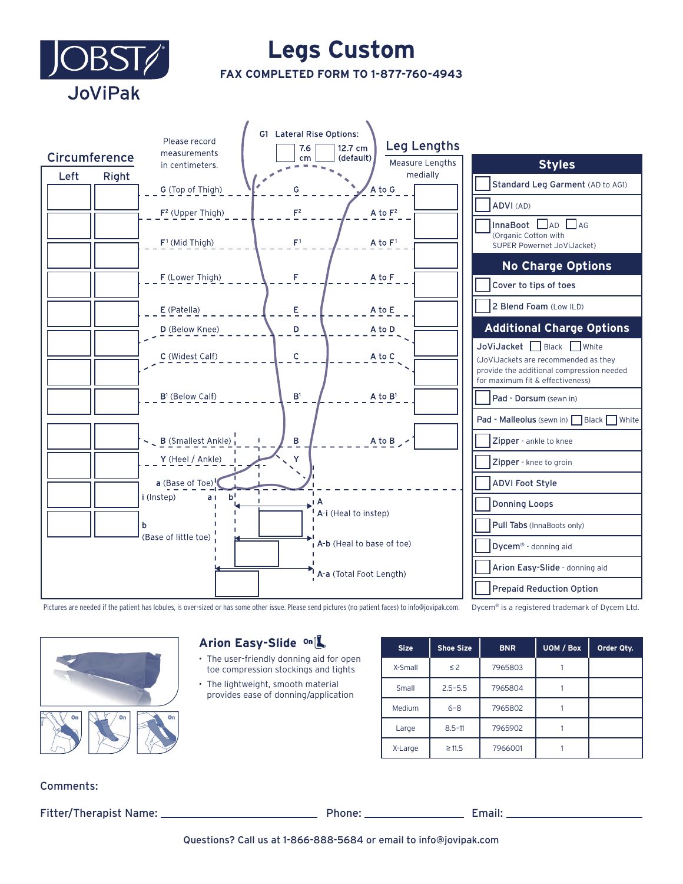JOBST JoViPak

# Legs Custom

**FAX COMPLETED FORM TO 1-877-760-4943**

## Circumference

Please record measurements in centimeters.

| Left | Right | Measurement |
|---|---|---|
| | | G (Top of Thigh) |
| | | F² (Upper Thigh) |
| | | F¹ (Mid Thigh) |
| | | F (Lower Thigh) |
| | | E (Patella) |
| | | D (Below Knee) |
| | | C (Widest Calf) |
| | | B¹ (Below Calf) |
| | | B (Smallest Ankle) |
| | | Y (Heel / Ankle) |
| | | a (Base of Toe) |
| | | i (Instep) |
| | | b (Base of little toe) |

G1 Lateral Rise Options: ☐ 7.6 cm ☐ 12.7 cm (default)

## Leg Lengths

Measure Lengths medially

| Length | |
|---|---|
| A to G | |
| A to F² | |
| A to F¹ | |
| A to F | |
| A to E | |
| A to D | |
| A to C | |
| A to B¹ | |
| A to B | |
| A-i (Heal to instep) | |
| A-b (Heal to base of toe) | |
| A-a (Total Foot Length) | |

Pictures are needed if the patient has lobules, is over-sized or has some other issue. Please send pictures (no patient faces) to info@jovipak.com.

## Styles

- ☐ Standard Leg Garment (AD to AG1)
- ☐ ADVI (AD)
- ☐ InnaBoot ☐ AD ☐ AG (Organic Cotton with SUPER Powernet JoViJacket)

## No Charge Options

- ☐ Cover to tips of toes
- ☐ 2 Blend Foam (Low ILD)

## Additional Charge Options

- JoViJacket ☐ Black ☐ White (JoViJackets are recommended as they provide the additional compression needed for maximum fit & effectiveness)
- ☐ Pad - Dorsum (sewn in)
- Pad - Malleolus (sewn in) ☐ Black ☐ White
- ☐ Zipper - ankle to knee
- ☐ Zipper - knee to groin
- ☐ ADVI Foot Style
- ☐ Donning Loops
- ☐ Pull Tabs (InnaBoots only)
- ☐ Dycem® - donning aid
- ☐ Arion Easy-Slide - donning aid
- ☐ Prepaid Reduction Option

Dycem® is a registered trademark of Dycem Ltd.

## Arion Easy-Slide

- The user-friendly donning aid for open toe compression stockings and tights
- The lightweight, smooth material provides ease of donning/application

| Size | Shoe Size | BNR | UOM / Box | Order Qty. |
|---|---|---|---|---|
| X-Small | ≤ 2 | 7965803 | 1 | |
| Small | 2.5–5.5 | 7965804 | 1 | |
| Medium | 6–8 | 7965802 | 1 | |
| Large | 8.5–11 | 7965902 | 1 | |
| X-Large | ≥ 11.5 | 7966001 | 1 | |

Comments:

Fitter/Therapist Name: ______________ Phone: ______________ Email: ______________

Questions? Call us at 1-866-888-5684 or email to info@jovipak.com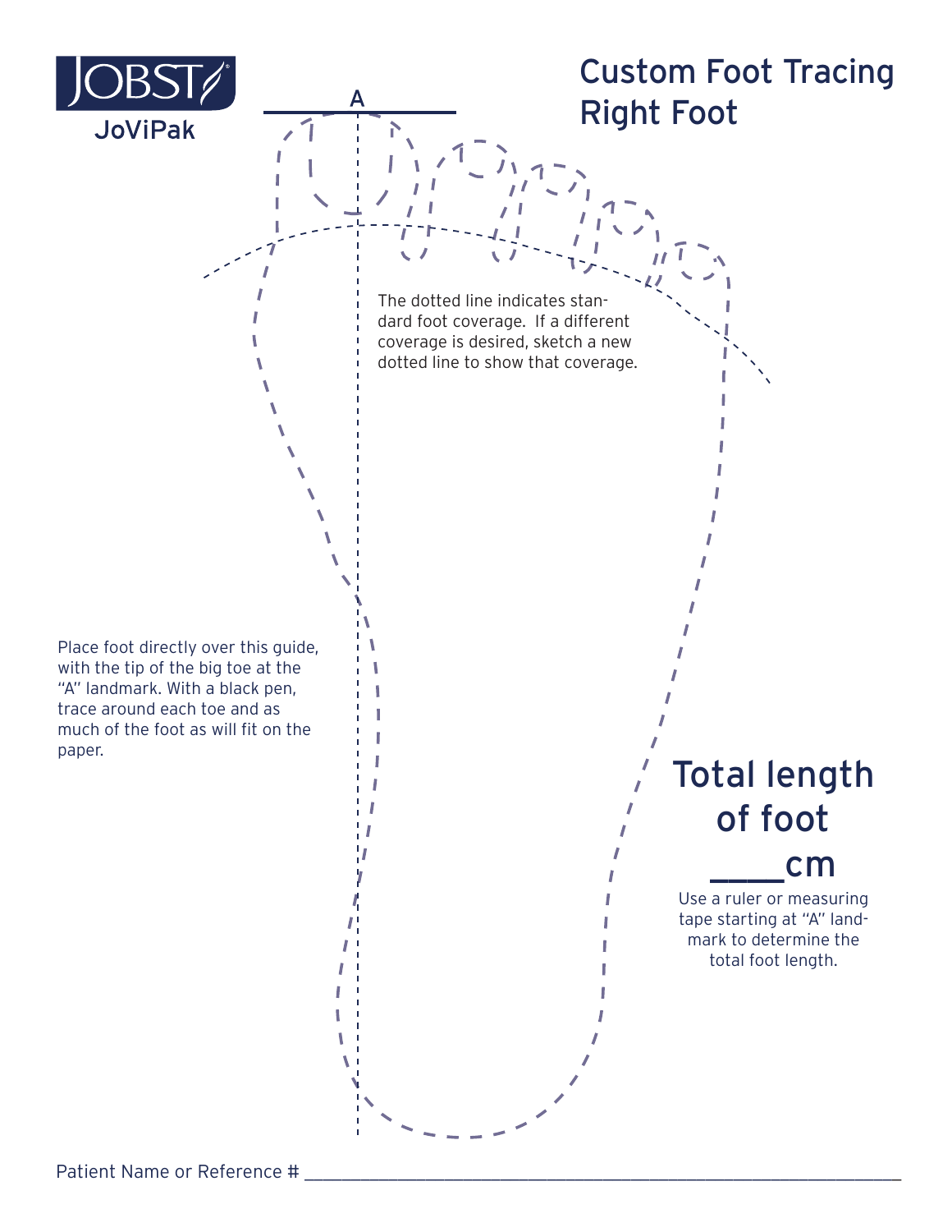JoViPak

# Custom Foot Tracing Right Foot

A

The dotted line indicates standard foot coverage. If a different coverage is desired, sketch a new dotted line to show that coverage.

Place foot directly over this guide, with the tip of the big toe at the "A" landmark. With a black pen, trace around each toe and as much of the foot as will fit on the paper.

## Total length of foot ____cm

Use a ruler or measuring tape starting at "A" landmark to determine the total foot length.

Patient Name or Reference # ____________________________________________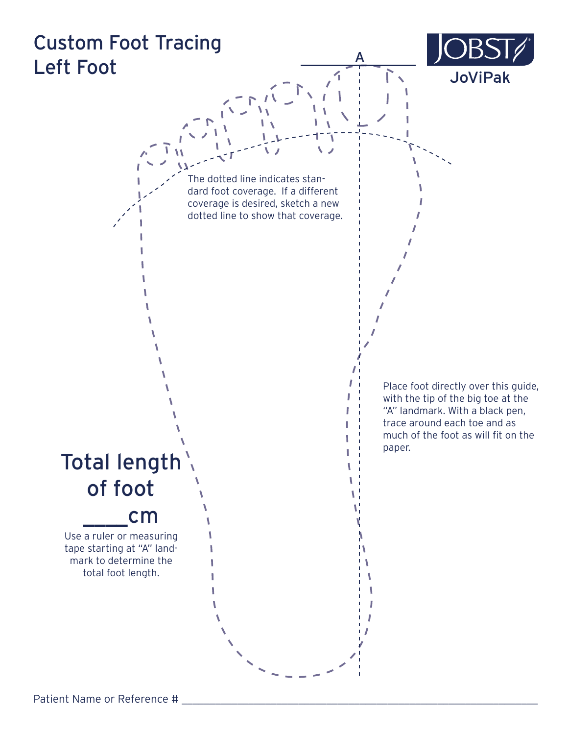# Custom Foot Tracing
# Left Foot

JOBST
JoViPak

A

The dotted line indicates standard foot coverage. If a different coverage is desired, sketch a new dotted line to show that coverage.

Place foot directly over this guide, with the tip of the big toe at the "A" landmark. With a black pen, trace around each toe and as much of the foot as will fit on the paper.

## Total length of foot ____cm

Use a ruler or measuring tape starting at "A" landmark to determine the total foot length.

Patient Name or Reference # ______________________________________________